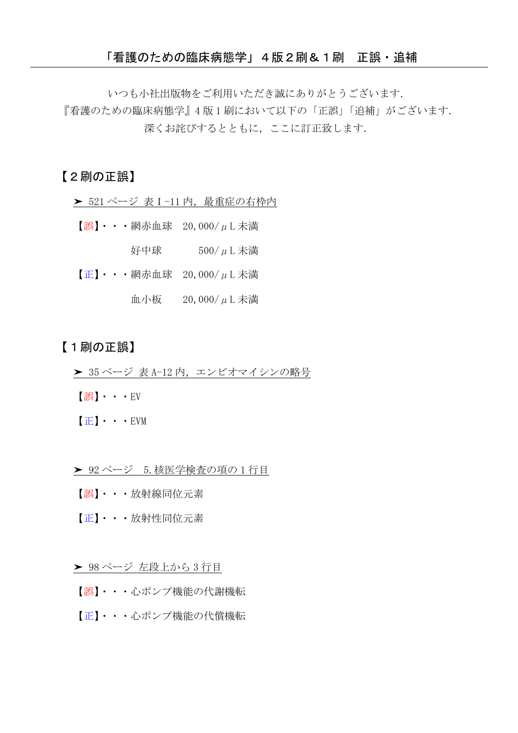# 「看護のための臨床病態学」４版２刷＆１刷　正誤・追補

いつも小社出版物をご利用いただき誠にありがとうございます.
『看護のための臨床病態学』4 版 1 刷において以下の「正誤」「追補」がございます.
深くお詫びするとともに，ここに訂正致します.

## 【２刷の正誤】

➤ 521 ページ 表Ⅰ-11 内，最重症の右枠内

【誤】・・・網赤血球　20,000/μL 未満

好中球　500/μL 未満

【正】・・・網赤血球　20,000/μL 未満

血小板　20,000/μL 未満

## 【１刷の正誤】

➤ 35 ページ 表 A-12 内，エンビオマイシンの略号

【誤】・・・EV

【正】・・・EVM

➤ 92 ページ　5.核医学検査の項の 1 行目

【誤】・・・放射線同位元素

【正】・・・放射性同位元素

➤ 98 ページ 左段上から 3 行目

【誤】・・・心ポンプ機能の代謝機転

【正】・・・心ポンプ機能の代償機転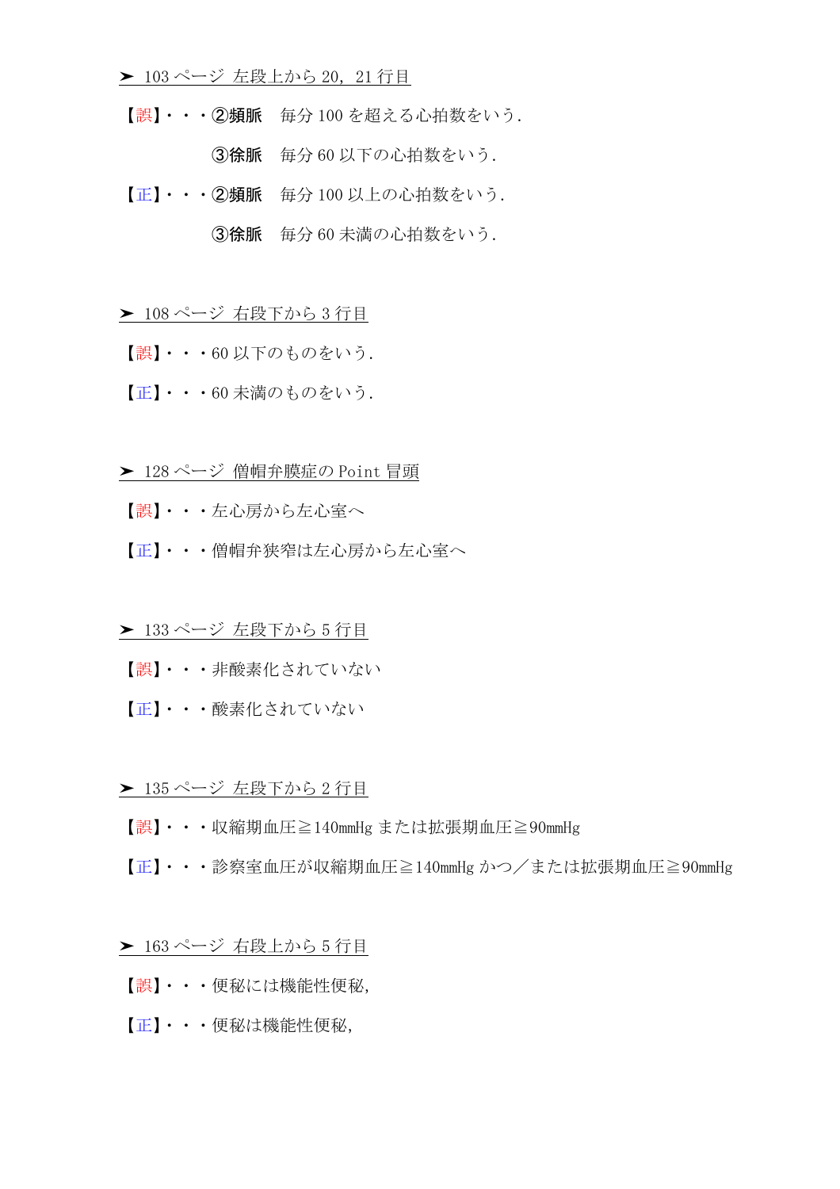➤ 103 ページ 左段上から 20，21 行目

【誤】・・・②**頻脈**　毎分 100 を超える心拍数をいう．

　　　　　③**徐脈**　毎分 60 以下の心拍数をいう．

【正】・・・②**頻脈**　毎分 100 以上の心拍数をいう．

　　　　　③**徐脈**　毎分 60 未満の心拍数をいう．

➤ 108 ページ 右段下から 3 行目

【誤】・・・60 以下のものをいう．

【正】・・・60 未満のものをいう．

➤ 128 ページ 僧帽弁膜症の Point 冒頭

【誤】・・・左心房から左心室へ

【正】・・・僧帽弁狭窄は左心房から左心室へ

➤ 133 ページ 左段下から 5 行目

【誤】・・・非酸素化されていない

【正】・・・酸素化されていない

➤ 135 ページ 左段下から 2 行目

【誤】・・・収縮期血圧≧140mmHg または拡張期血圧≧90mmHg

【正】・・・診察室血圧が収縮期血圧≧140mmHg かつ／または拡張期血圧≧90mmHg

➤ 163 ページ 右段上から 5 行目

【誤】・・・便秘には機能性便秘，

【正】・・・便秘は機能性便秘，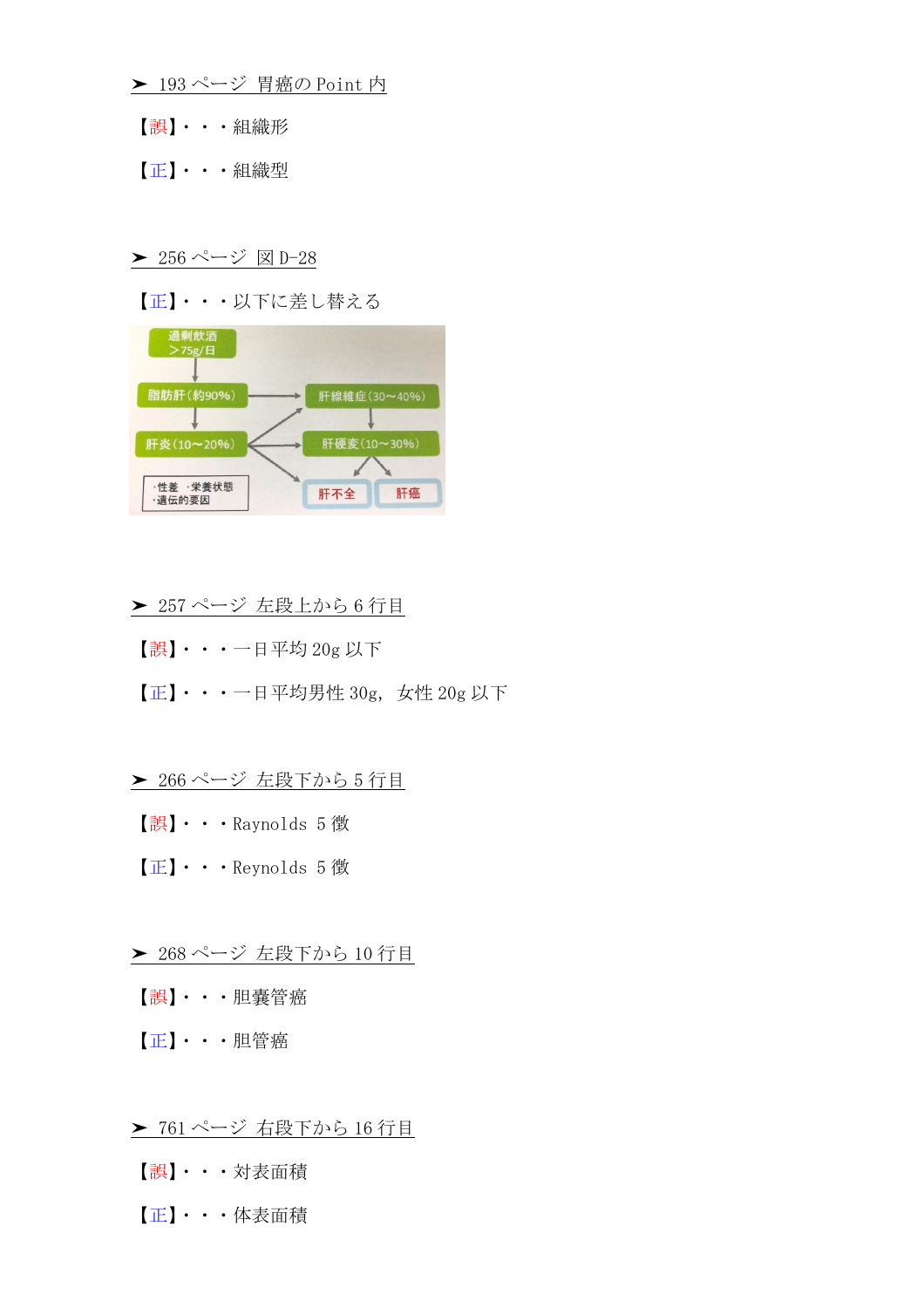➤ 193 ページ 胃癌の Point 内

【誤】・・・組織形

【正】・・・組織型

➤ 256 ページ 図 D-28

【正】・・・以下に差し替える

過剰飲酒 ＞75g/日

脂肪肝（約90%） → 肝線維症（30～40%）

肝炎（10～20%） → 肝硬変（10～30%）

肝不全　肝癌

・性差　・栄養状態
・遺伝的要因

➤ 257 ページ 左段上から 6 行目

【誤】・・・一日平均 20g 以下

【正】・・・一日平均男性 30g，女性 20g 以下

➤ 266 ページ 左段下から 5 行目

【誤】・・・Raynolds 5 徴

【正】・・・Reynolds 5 徴

➤ 268 ページ 左段下から 10 行目

【誤】・・・胆嚢管癌

【正】・・・胆管癌

➤ 761 ページ 右段下から 16 行目

【誤】・・・対表面積

【正】・・・体表面積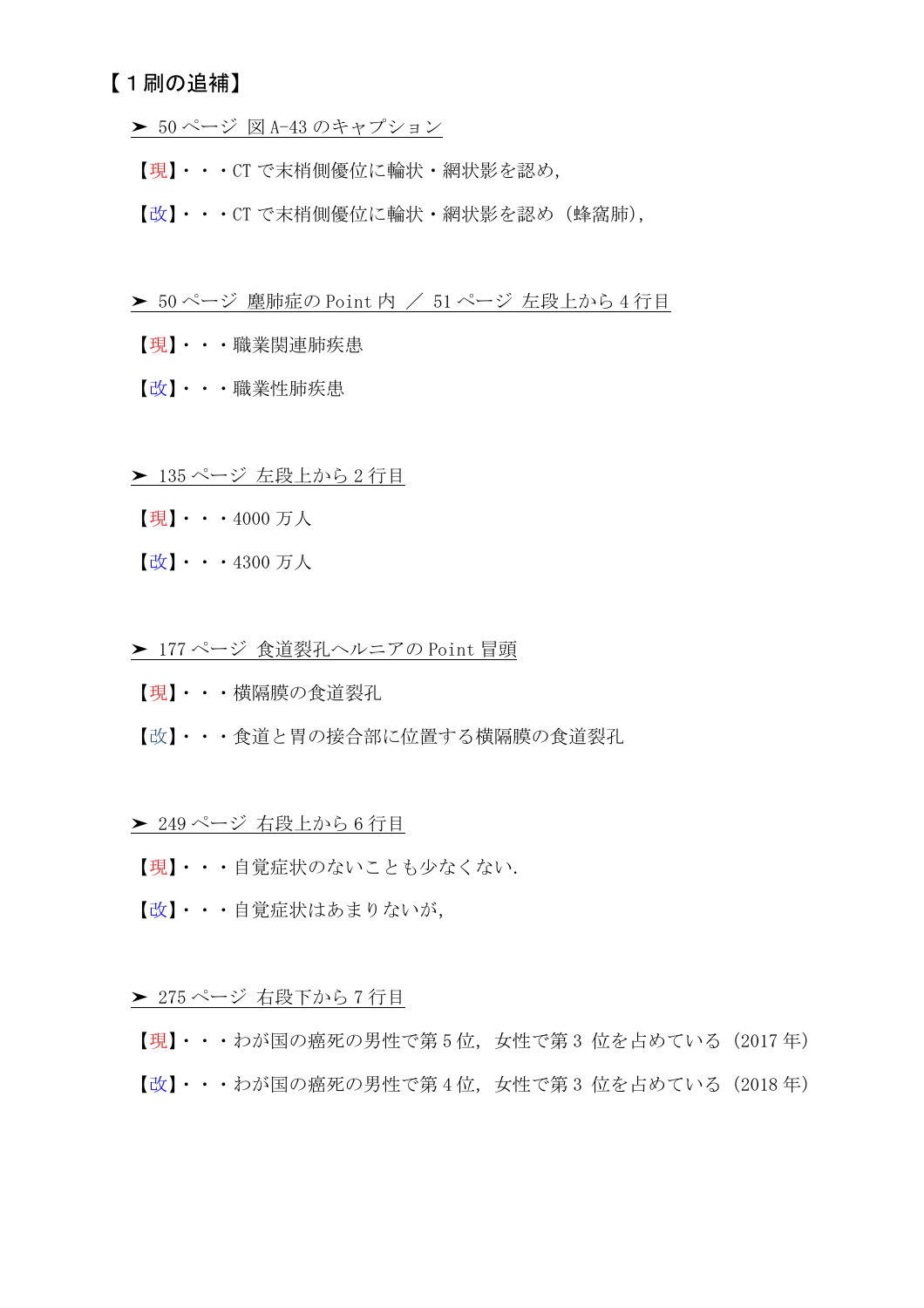## 【１刷の追補】

➤ 50 ページ 図 A-43 のキャプション

【現】・・・CT で末梢側優位に輪状・網状影を認め,

【改】・・・CT で末梢側優位に輪状・網状影を認め（蜂窩肺),

➤ 50 ページ 塵肺症の Point 内 ／ 51 ページ 左段上から 4 行目

【現】・・・職業関連肺疾患

【改】・・・職業性肺疾患

➤ 135 ページ 左段上から 2 行目

【現】・・・4000 万人

【改】・・・4300 万人

➤ 177 ページ 食道裂孔ヘルニアの Point 冒頭

【現】・・・横隔膜の食道裂孔

【改】・・・食道と胃の接合部に位置する横隔膜の食道裂孔

➤ 249 ページ 右段上から 6 行目

【現】・・・自覚症状のないことも少なくない.

【改】・・・自覚症状はあまりないが,

➤ 275 ページ 右段下から 7 行目

【現】・・・わが国の癌死の男性で第 5 位, 女性で第 3 位を占めている（2017 年）

【改】・・・わが国の癌死の男性で第 4 位, 女性で第 3 位を占めている（2018 年）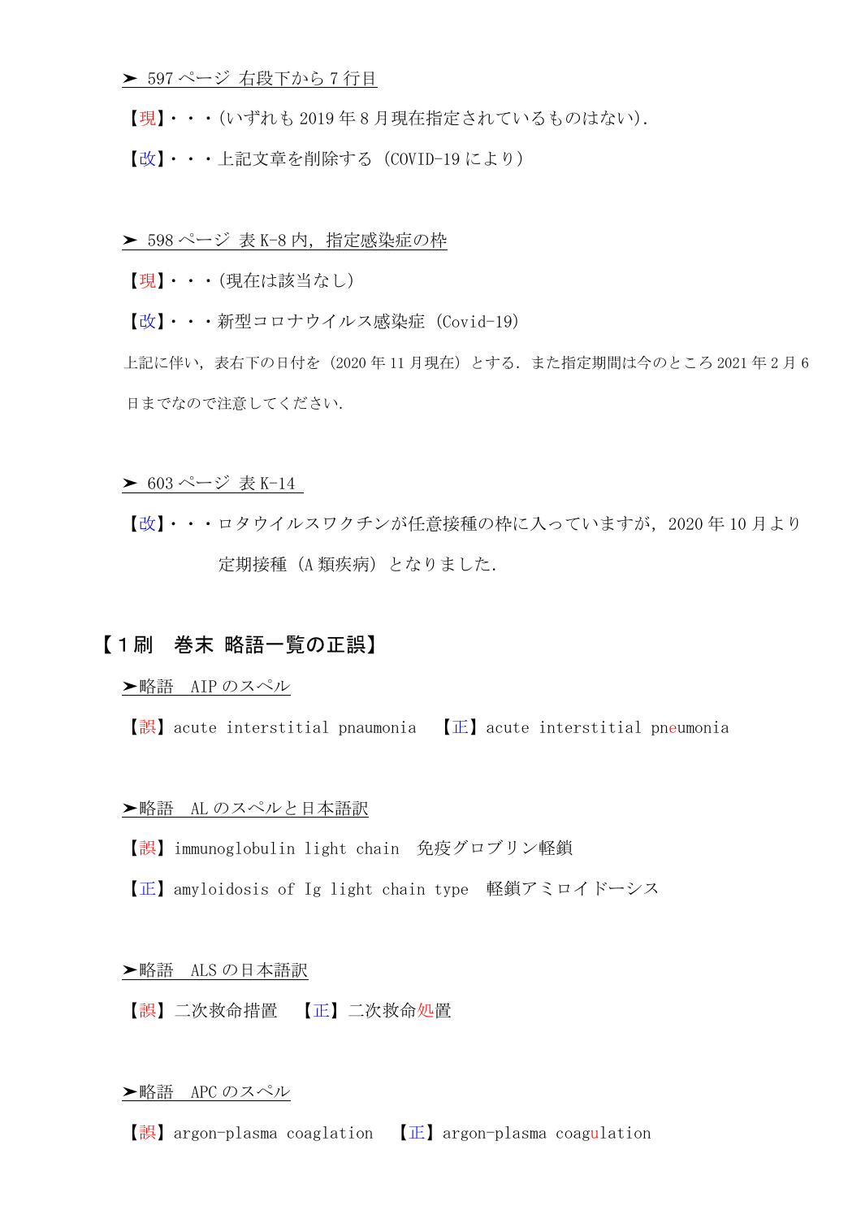➤ 597 ページ 右段下から 7 行目

【現】・・・(いずれも 2019 年 8 月現在指定されているものはない).

【改】・・・上記文章を削除する（COVID-19 により）

➤ 598 ページ 表 K-8 内，指定感染症の枠

【現】・・・(現在は該当なし)

【改】・・・新型コロナウイルス感染症（Covid-19）

上記に伴い，表右下の日付を（2020 年 11 月現在）とする．また指定期間は今のところ 2021 年 2 月 6 日までなので注意してください．

➤ 603 ページ 表 K-14

【改】・・・ロタウイルスワクチンが任意接種の枠に入っていますが，2020 年 10 月より定期接種（A 類疾病）となりました．

## 【１刷 巻末 略語一覧の正誤】

➤略語 AIP のスペル

【誤】acute interstitial pnaumonia 【正】acute interstitial pneumonia

➤略語 AL のスペルと日本語訳

【誤】immunoglobulin light chain 免疫グロブリン軽鎖

【正】amyloidosis of Ig light chain type 軽鎖アミロイドーシス

➤略語 ALS の日本語訳

【誤】二次救命措置 【正】二次救命処置

➤略語 APC のスペル

【誤】argon-plasma coaglation 【正】argon-plasma coagulation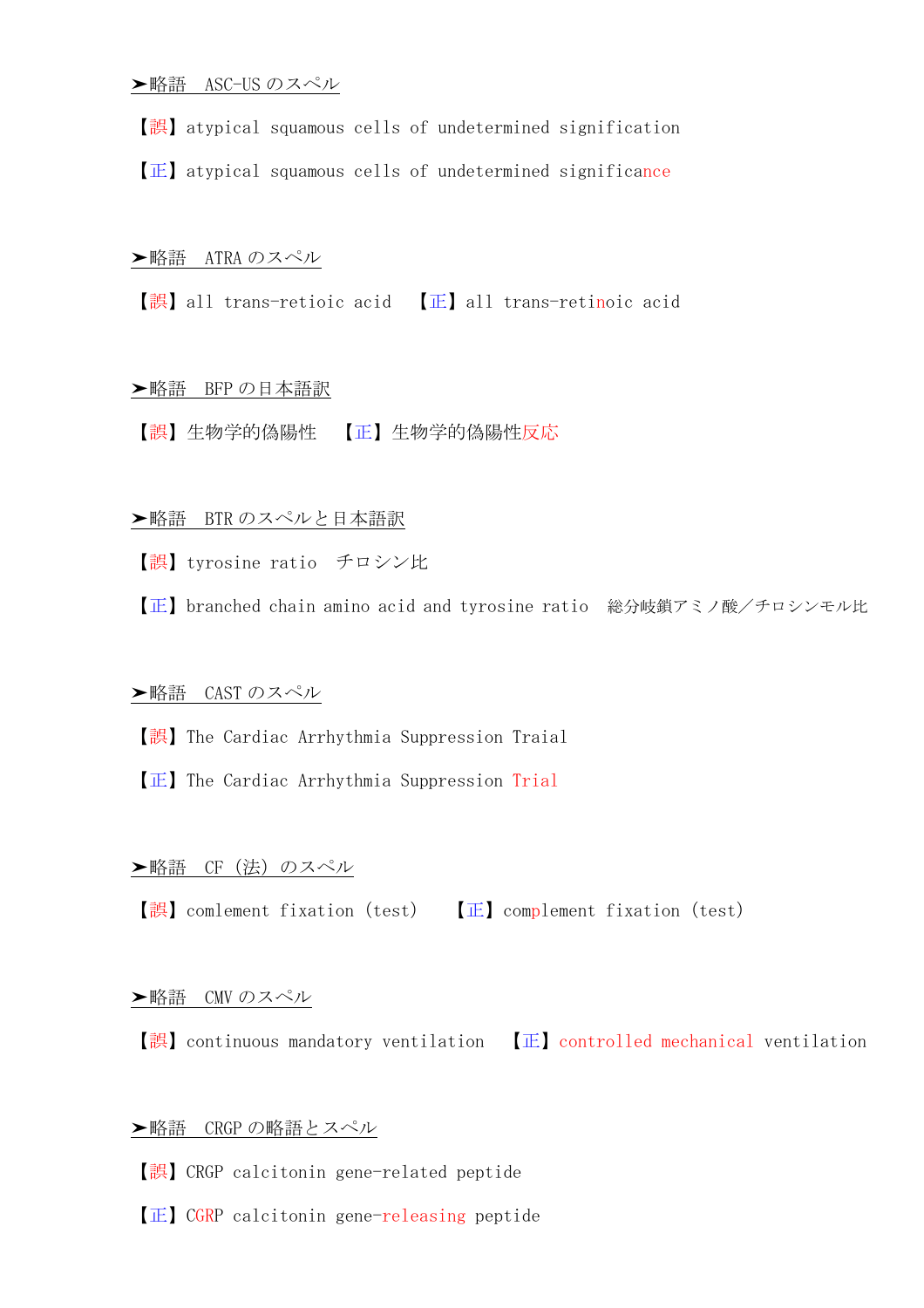➤略語　ASC-US のスペル

【誤】atypical squamous cells of undetermined signification

【正】atypical squamous cells of undetermined significance

➤略語　ATRA のスペル

【誤】all trans-retioic acid　【正】all trans-retinoic acid

➤略語　BFP の日本語訳

【誤】生物学的偽陽性　【正】生物学的偽陽性反応

➤略語　BTR のスペルと日本語訳

【誤】tyrosine ratio　チロシン比

【正】branched chain amino acid and tyrosine ratio　総分岐鎖アミノ酸／チロシンモル比

➤略語　CAST のスペル

【誤】The Cardiac Arrhythmia Suppression Traial

【正】The Cardiac Arrhythmia Suppression Trial

➤略語　CF（法）のスペル

【誤】comlement fixation (test)　【正】complement fixation (test)

➤略語　CMV のスペル

【誤】continuous mandatory ventilation　【正】controlled mechanical ventilation

➤略語　CRGP の略語とスペル

【誤】CRGP calcitonin gene-related peptide

【正】CGRP calcitonin gene-releasing peptide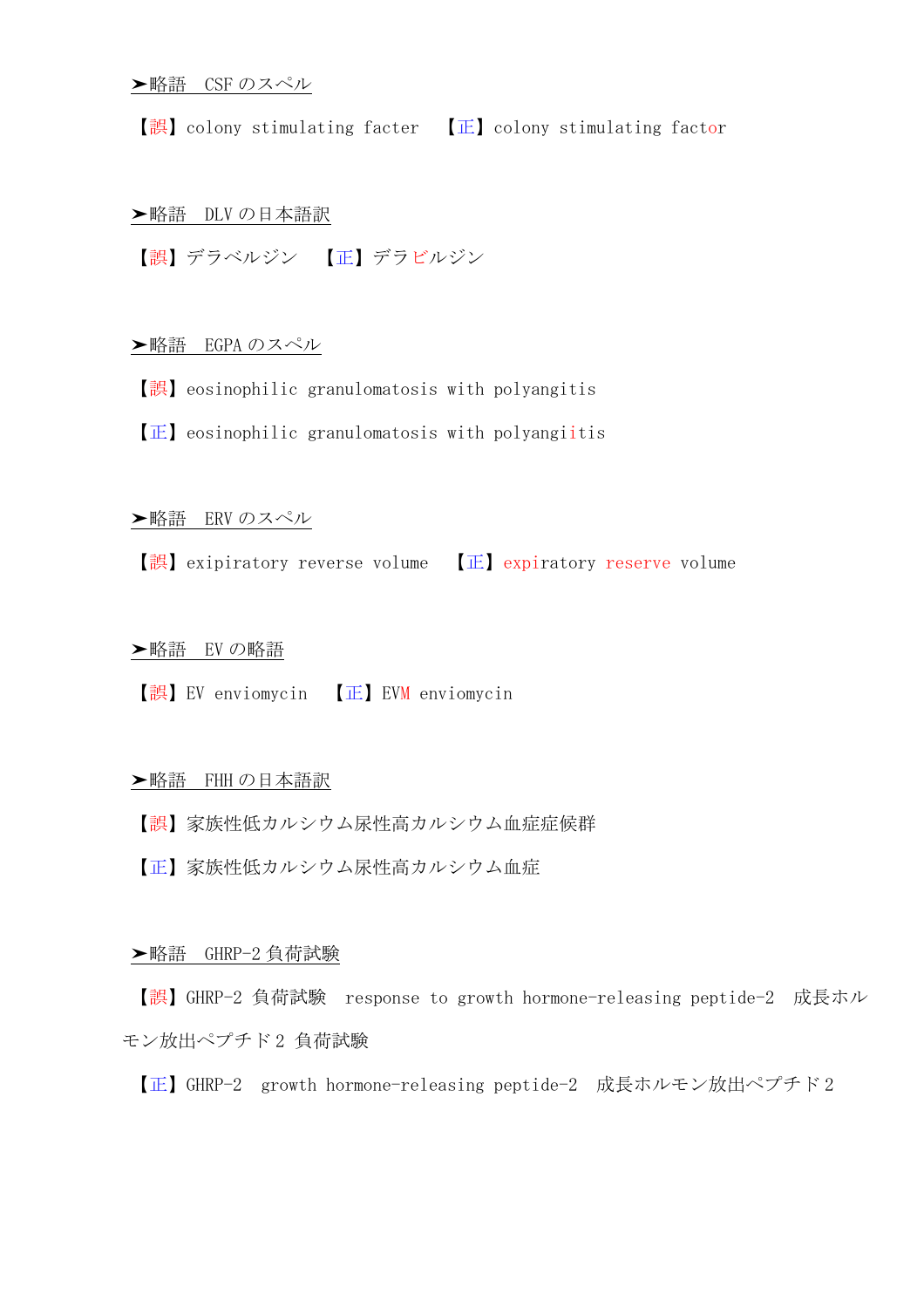➤略語　CSF のスペル

【誤】colony stimulating facter　【正】colony stimulating factor

➤略語　DLV の日本語訳

【誤】デラベルジン　【正】デラビルジン

➤略語　EGPA のスペル

【誤】eosinophilic granulomatosis with polyangitis

【正】eosinophilic granulomatosis with polyangiitis

➤略語　ERV のスペル

【誤】exipiratory reverse volume　【正】expiratory reserve volume

➤略語　EV の略語

【誤】EV enviomycin　【正】EVM enviomycin

➤略語　FHH の日本語訳

【誤】家族性低カルシウム尿性高カルシウム血症症候群

【正】家族性低カルシウム尿性高カルシウム血症

➤略語　GHRP-2 負荷試験

【誤】GHRP-2 負荷試験　response to growth hormone-releasing peptide-2　成長ホルモン放出ペプチド 2 負荷試験

【正】GHRP-2　growth hormone-releasing peptide-2　成長ホルモン放出ペプチド 2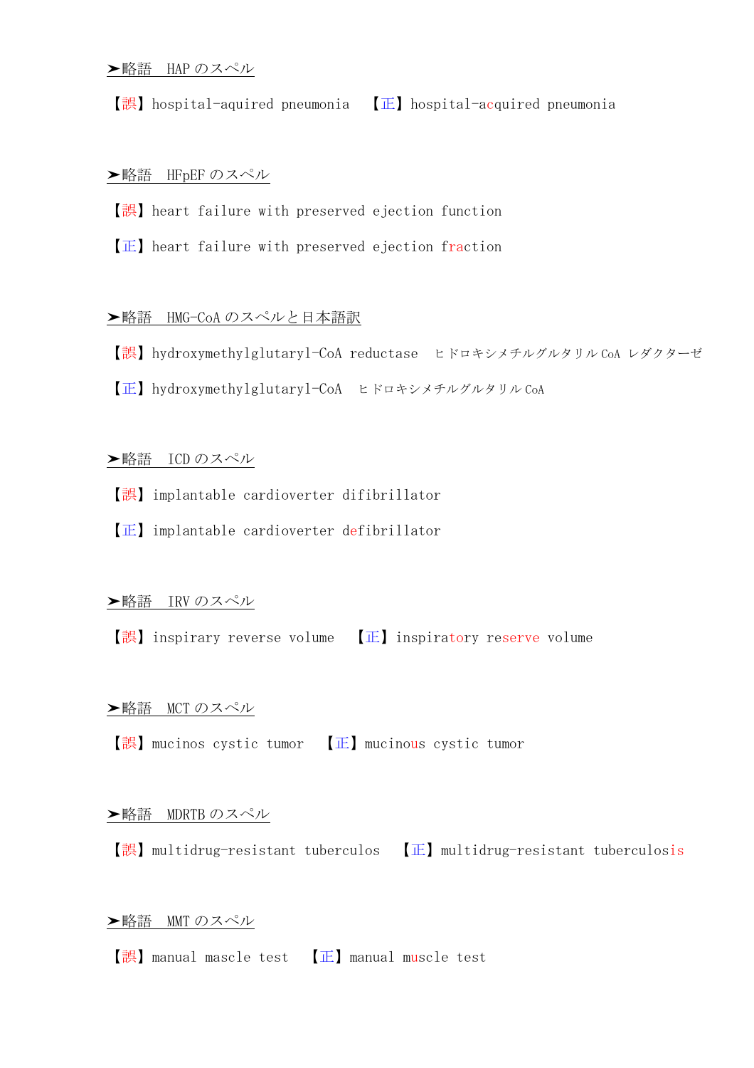➤略語　HAP のスペル

【誤】hospital-aquired pneumonia　【正】hospital-acquired pneumonia

➤略語　HFpEF のスペル

【誤】heart failure with preserved ejection function

【正】heart failure with preserved ejection fraction

➤略語　HMG-CoA のスペルと日本語訳

【誤】hydroxymethylglutaryl-CoA reductase　ヒドロキシメチルグルタリル CoA レダクターゼ

【正】hydroxymethylglutaryl-CoA　ヒドロキシメチルグルタリル CoA

➤略語　ICD のスペル

【誤】implantable cardioverter difibrillator

【正】implantable cardioverter defibrillator

➤略語　IRV のスペル

【誤】inspirary reverse volume　【正】inspiratory reserve volume

➤略語　MCT のスペル

【誤】mucinos cystic tumor　【正】mucinous cystic tumor

➤略語　MDRTB のスペル

【誤】multidrug-resistant tuberculos　【正】multidrug-resistant tuberculosis

➤略語　MMT のスペル

【誤】manual mascle test　【正】manual muscle test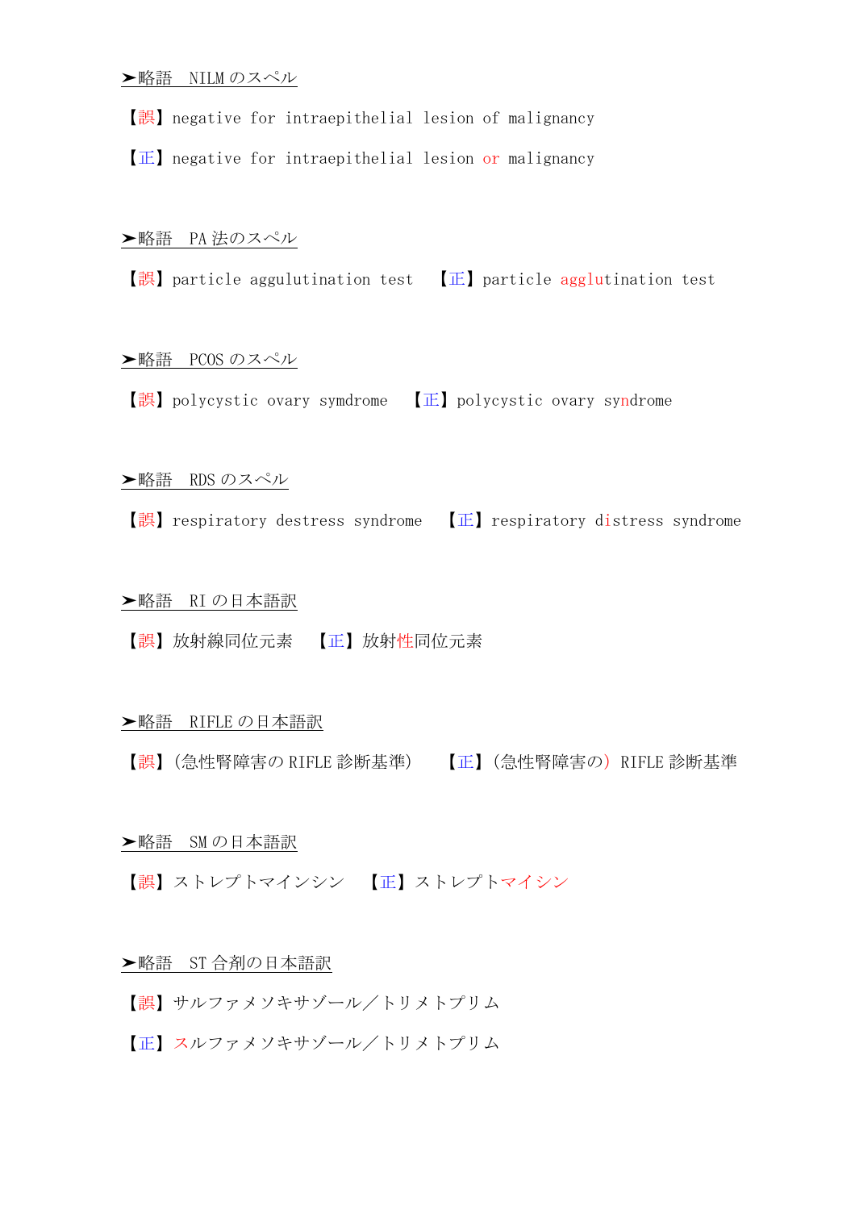➤略語　NILM のスペル

【誤】negative for intraepithelial lesion of malignancy

【正】negative for intraepithelial lesion or malignancy

➤略語　PA 法のスペル

【誤】particle aggulutination test　【正】particle agglutination test

➤略語　PCOS のスペル

【誤】polycystic ovary symdrome　【正】polycystic ovary syndrome

➤略語　RDS のスペル

【誤】respiratory destress syndrome　【正】respiratory distress syndrome

➤略語　RI の日本語訳

【誤】放射線同位元素　【正】放射性同位元素

➤略語　RIFLE の日本語訳

【誤】(急性腎障害の RIFLE 診断基準)　【正】(急性腎障害の) RIFLE 診断基準

➤略語　SM の日本語訳

【誤】ストレプトマインシン　【正】ストレプトマイシン

➤略語　ST 合剤の日本語訳

【誤】サルファメソキサゾール／トリメトプリム

【正】スルファメソキサゾール／トリメトプリム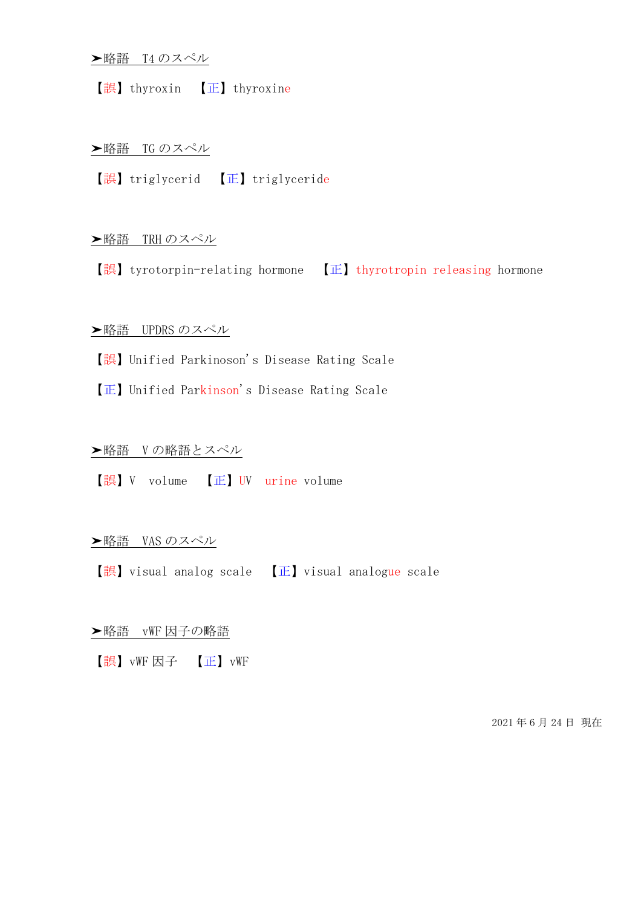➤略語　T4 のスペル

【誤】thyroxin　【正】thyroxine

➤略語　TG のスペル

【誤】triglycerid　【正】triglyceride

➤略語　TRH のスペル

【誤】tyrotorpin-relating hormone　【正】thyrotropin releasing hormone

➤略語　UPDRS のスペル

【誤】Unified Parkinoson's Disease Rating Scale

【正】Unified Parkinson's Disease Rating Scale

➤略語　V の略語とスペル

【誤】V　volume　【正】UV　urine volume

➤略語　VAS のスペル

【誤】visual analog scale　【正】visual analogue scale

➤略語　vWF 因子の略語

【誤】vWF 因子　【正】vWF

2021 年 6 月 24 日 現在